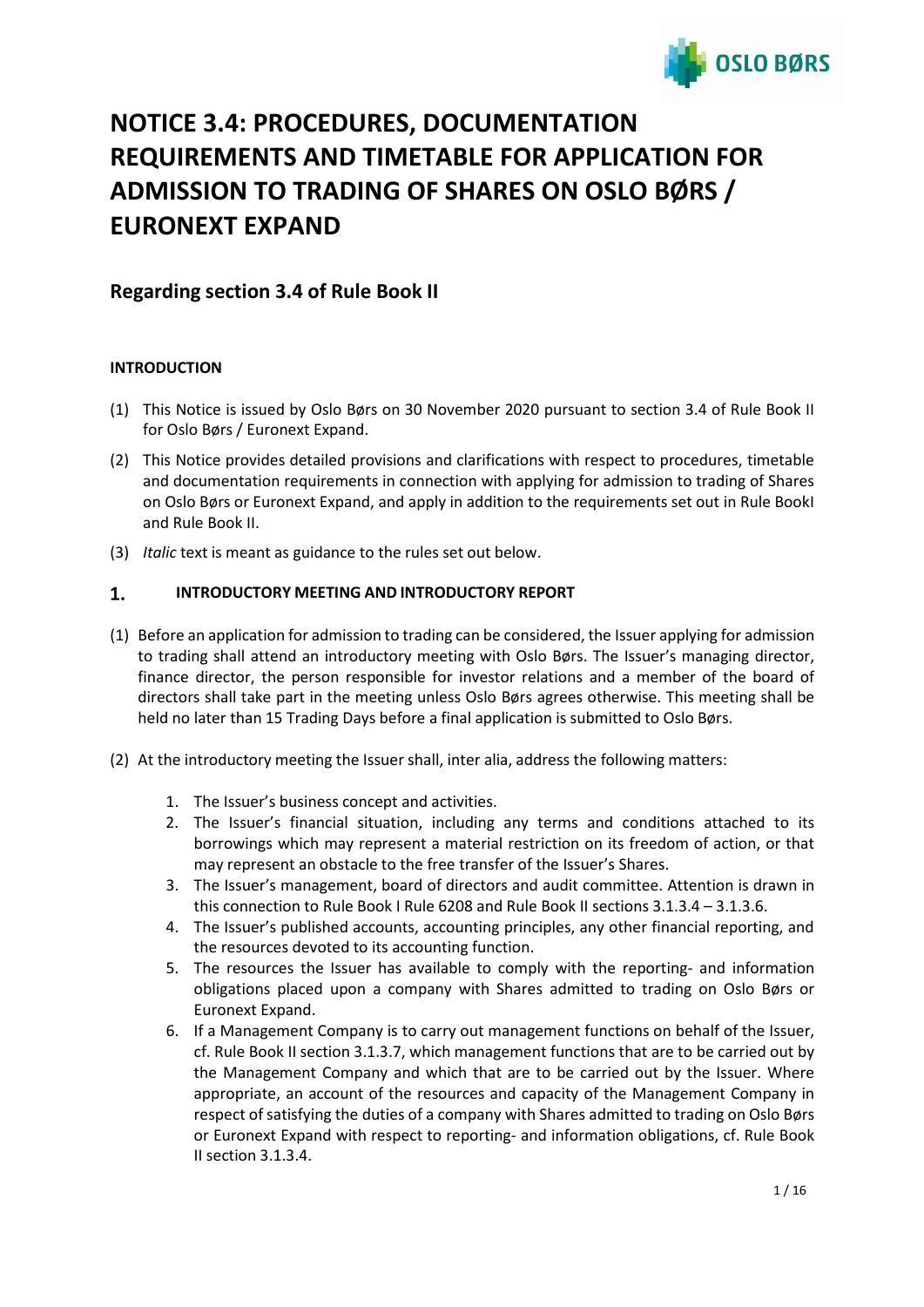# NOTICE 3.4: PROCEDURES, DOCUMENTATION REQUIREMENTS AND TIMETABLE FOR APPLICATION FOR ADMISSION TO TRADING OF SHARES ON OSLO BØRS / EURONEXT EXPAND

## Regarding section 3.4 of Rule Book II

### INTRODUCTION

(1) This Notice is issued by Oslo Børs on 30 November 2020 pursuant to section 3.4 of Rule Book II for Oslo Børs / Euronext Expand.

(2) This Notice provides detailed provisions and clarifications with respect to procedures, timetable and documentation requirements in connection with applying for admission to trading of Shares on Oslo Børs or Euronext Expand, and apply in addition to the requirements set out in Rule BookI and Rule Book II.

(3) *Italic* text is meant as guidance to the rules set out below.

### 1. INTRODUCTORY MEETING AND INTRODUCTORY REPORT

(1) Before an application for admission to trading can be considered, the Issuer applying for admission to trading shall attend an introductory meeting with Oslo Børs. The Issuer's managing director, finance director, the person responsible for investor relations and a member of the board of directors shall take part in the meeting unless Oslo Børs agrees otherwise. This meeting shall be held no later than 15 Trading Days before a final application is submitted to Oslo Børs.

(2) At the introductory meeting the Issuer shall, inter alia, address the following matters:

1. The Issuer's business concept and activities.
2. The Issuer's financial situation, including any terms and conditions attached to its borrowings which may represent a material restriction on its freedom of action, or that may represent an obstacle to the free transfer of the Issuer's Shares.
3. The Issuer's management, board of directors and audit committee. Attention is drawn in this connection to Rule Book I Rule 6208 and Rule Book II sections 3.1.3.4 – 3.1.3.6.
4. The Issuer's published accounts, accounting principles, any other financial reporting, and the resources devoted to its accounting function.
5. The resources the Issuer has available to comply with the reporting- and information obligations placed upon a company with Shares admitted to trading on Oslo Børs or Euronext Expand.
6. If a Management Company is to carry out management functions on behalf of the Issuer, cf. Rule Book II section 3.1.3.7, which management functions that are to be carried out by the Management Company and which that are to be carried out by the Issuer. Where appropriate, an account of the resources and capacity of the Management Company in respect of satisfying the duties of a company with Shares admitted to trading on Oslo Børs or Euronext Expand with respect to reporting- and information obligations, cf. Rule Book II section 3.1.3.4.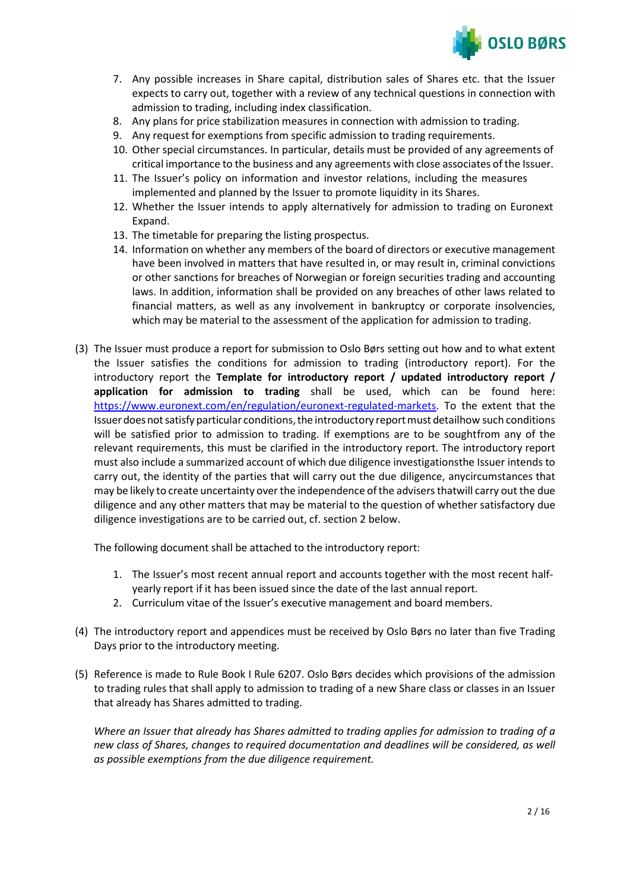7. Any possible increases in Share capital, distribution sales of Shares etc. that the Issuer expects to carry out, together with a review of any technical questions in connection with admission to trading, including index classification.
8. Any plans for price stabilization measures in connection with admission to trading.
9. Any request for exemptions from specific admission to trading requirements.
10. Other special circumstances. In particular, details must be provided of any agreements of critical importance to the business and any agreements with close associates of the Issuer.
11. The Issuer's policy on information and investor relations, including the measures implemented and planned by the Issuer to promote liquidity in its Shares.
12. Whether the Issuer intends to apply alternatively for admission to trading on Euronext Expand.
13. The timetable for preparing the listing prospectus.
14. Information on whether any members of the board of directors or executive management have been involved in matters that have resulted in, or may result in, criminal convictions or other sanctions for breaches of Norwegian or foreign securities trading and accounting laws. In addition, information shall be provided on any breaches of other laws related to financial matters, as well as any involvement in bankruptcy or corporate insolvencies, which may be material to the assessment of the application for admission to trading.

(3) The Issuer must produce a report for submission to Oslo Børs setting out how and to what extent the Issuer satisfies the conditions for admission to trading (introductory report). For the introductory report the **Template for introductory report / updated introductory report / application for admission to trading** shall be used, which can be found here: https://www.euronext.com/en/regulation/euronext-regulated-markets. To the extent that the Issuer does not satisfy particular conditions, the introductory report must detailhow such conditions will be satisfied prior to admission to trading. If exemptions are to be soughtfrom any of the relevant requirements, this must be clarified in the introductory report. The introductory report must also include a summarized account of which due diligence investigationsthe Issuer intends to carry out, the identity of the parties that will carry out the due diligence, anycircumstances that may be likely to create uncertainty over the independence of the advisers thatwill carry out the due diligence and any other matters that may be material to the question of whether satisfactory due diligence investigations are to be carried out, cf. section 2 below.

The following document shall be attached to the introductory report:

1. The Issuer's most recent annual report and accounts together with the most recent half-yearly report if it has been issued since the date of the last annual report.
2. Curriculum vitae of the Issuer's executive management and board members.

(4) The introductory report and appendices must be received by Oslo Børs no later than five Trading Days prior to the introductory meeting.

(5) Reference is made to Rule Book I Rule 6207. Oslo Børs decides which provisions of the admission to trading rules that shall apply to admission to trading of a new Share class or classes in an Issuer that already has Shares admitted to trading.

*Where an Issuer that already has Shares admitted to trading applies for admission to trading of a new class of Shares, changes to required documentation and deadlines will be considered, as well as possible exemptions from the due diligence requirement.*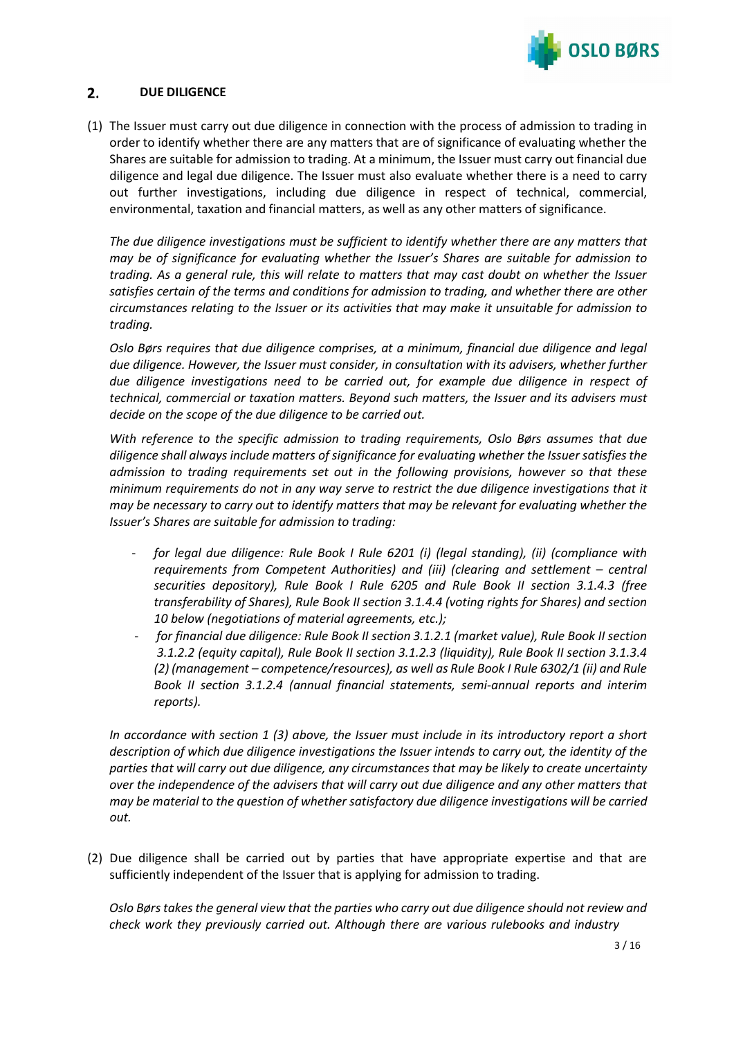## 2. DUE DILIGENCE

(1) The Issuer must carry out due diligence in connection with the process of admission to trading in order to identify whether there are any matters that are of significance of evaluating whether the Shares are suitable for admission to trading. At a minimum, the Issuer must carry out financial due diligence and legal due diligence. The Issuer must also evaluate whether there is a need to carry out further investigations, including due diligence in respect of technical, commercial, environmental, taxation and financial matters, as well as any other matters of significance.

*The due diligence investigations must be sufficient to identify whether there are any matters that may be of significance for evaluating whether the Issuer's Shares are suitable for admission to trading. As a general rule, this will relate to matters that may cast doubt on whether the Issuer satisfies certain of the terms and conditions for admission to trading, and whether there are other circumstances relating to the Issuer or its activities that may make it unsuitable for admission to trading.*

*Oslo Børs requires that due diligence comprises, at a minimum, financial due diligence and legal due diligence. However, the Issuer must consider, in consultation with its advisers, whether further due diligence investigations need to be carried out, for example due diligence in respect of technical, commercial or taxation matters. Beyond such matters, the Issuer and its advisers must decide on the scope of the due diligence to be carried out.*

*With reference to the specific admission to trading requirements, Oslo Børs assumes that due diligence shall always include matters of significance for evaluating whether the Issuer satisfies the admission to trading requirements set out in the following provisions, however so that these minimum requirements do not in any way serve to restrict the due diligence investigations that it may be necessary to carry out to identify matters that may be relevant for evaluating whether the Issuer's Shares are suitable for admission to trading:*

- *for legal due diligence: Rule Book I Rule 6201 (i) (legal standing), (ii) (compliance with requirements from Competent Authorities) and (iii) (clearing and settlement – central securities depository), Rule Book I Rule 6205 and Rule Book II section 3.1.4.3 (free transferability of Shares), Rule Book II section 3.1.4.4 (voting rights for Shares) and section 10 below (negotiations of material agreements, etc.);*
- *for financial due diligence: Rule Book II section 3.1.2.1 (market value), Rule Book II section 3.1.2.2 (equity capital), Rule Book II section 3.1.2.3 (liquidity), Rule Book II section 3.1.3.4 (2) (management – competence/resources), as well as Rule Book I Rule 6302/1 (ii) and Rule Book II section 3.1.2.4 (annual financial statements, semi-annual reports and interim reports).*

*In accordance with section 1 (3) above, the Issuer must include in its introductory report a short description of which due diligence investigations the Issuer intends to carry out, the identity of the parties that will carry out due diligence, any circumstances that may be likely to create uncertainty over the independence of the advisers that will carry out due diligence and any other matters that may be material to the question of whether satisfactory due diligence investigations will be carried out.*

(2) Due diligence shall be carried out by parties that have appropriate expertise and that are sufficiently independent of the Issuer that is applying for admission to trading.

*Oslo Børs takes the general view that the parties who carry out due diligence should not review and check work they previously carried out. Although there are various rulebooks and industry*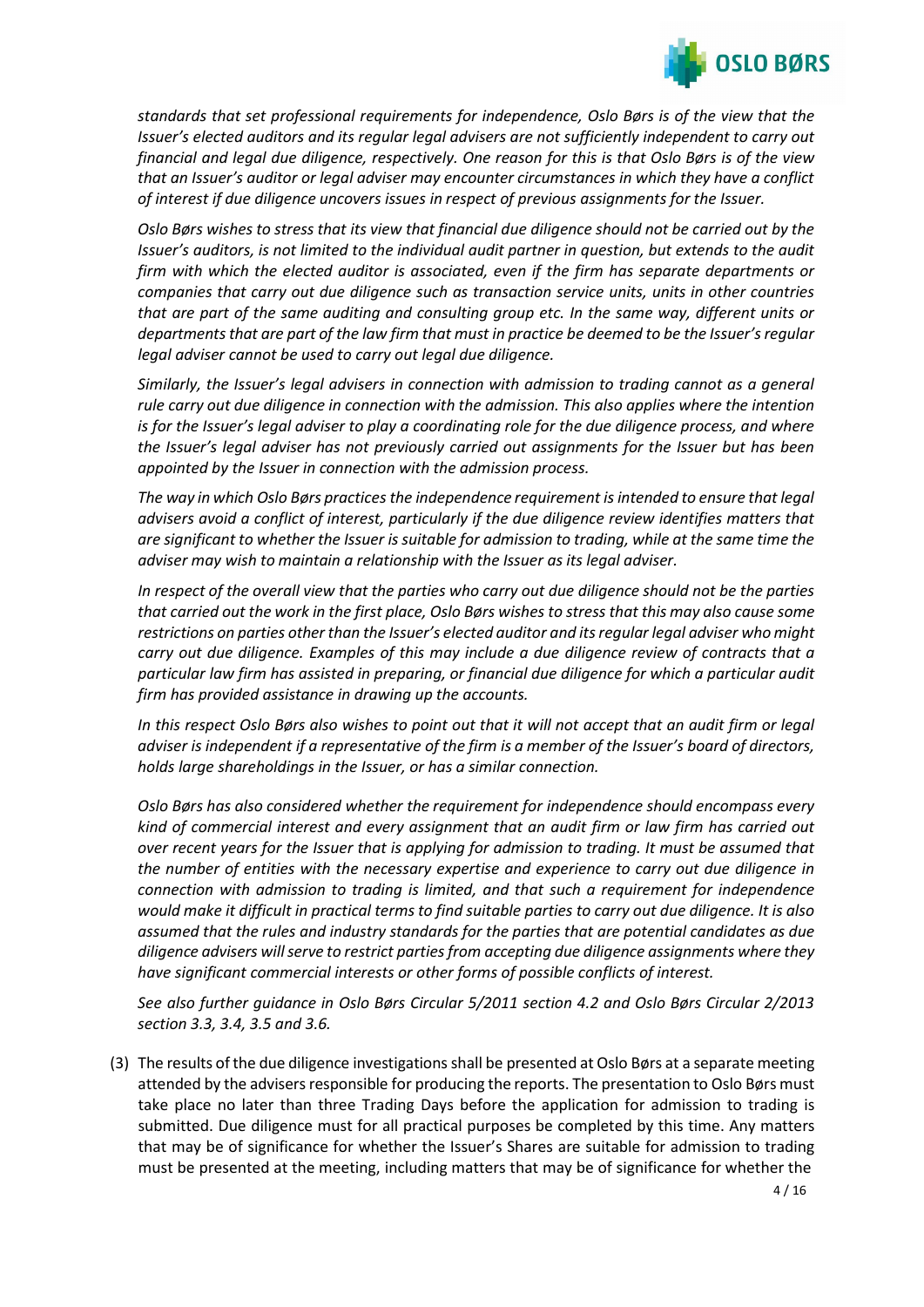*standards that set professional requirements for independence, Oslo Børs is of the view that the Issuer's elected auditors and its regular legal advisers are not sufficiently independent to carry out financial and legal due diligence, respectively. One reason for this is that Oslo Børs is of the view that an Issuer's auditor or legal adviser may encounter circumstances in which they have a conflict of interest if due diligence uncovers issues in respect of previous assignments for the Issuer.*

*Oslo Børs wishes to stress that its view that financial due diligence should not be carried out by the Issuer's auditors, is not limited to the individual audit partner in question, but extends to the audit firm with which the elected auditor is associated, even if the firm has separate departments or companies that carry out due diligence such as transaction service units, units in other countries that are part of the same auditing and consulting group etc. In the same way, different units or departments that are part of the law firm that must in practice be deemed to be the Issuer's regular legal adviser cannot be used to carry out legal due diligence.*

*Similarly, the Issuer's legal advisers in connection with admission to trading cannot as a general rule carry out due diligence in connection with the admission. This also applies where the intention is for the Issuer's legal adviser to play a coordinating role for the due diligence process, and where the Issuer's legal adviser has not previously carried out assignments for the Issuer but has been appointed by the Issuer in connection with the admission process.*

*The way in which Oslo Børs practices the independence requirement is intended to ensure that legal advisers avoid a conflict of interest, particularly if the due diligence review identifies matters that are significant to whether the Issuer is suitable for admission to trading, while at the same time the adviser may wish to maintain a relationship with the Issuer as its legal adviser.*

*In respect of the overall view that the parties who carry out due diligence should not be the parties that carried out the work in the first place, Oslo Børs wishes to stress that this may also cause some restrictions on parties other than the Issuer's elected auditor and its regular legal adviser who might carry out due diligence. Examples of this may include a due diligence review of contracts that a particular law firm has assisted in preparing, or financial due diligence for which a particular audit firm has provided assistance in drawing up the accounts.*

*In this respect Oslo Børs also wishes to point out that it will not accept that an audit firm or legal adviser is independent if a representative of the firm is a member of the Issuer's board of directors, holds large shareholdings in the Issuer, or has a similar connection.*

*Oslo Børs has also considered whether the requirement for independence should encompass every kind of commercial interest and every assignment that an audit firm or law firm has carried out over recent years for the Issuer that is applying for admission to trading. It must be assumed that the number of entities with the necessary expertise and experience to carry out due diligence in connection with admission to trading is limited, and that such a requirement for independence would make it difficult in practical terms to find suitable parties to carry out due diligence. It is also assumed that the rules and industry standards for the parties that are potential candidates as due diligence advisers will serve to restrict parties from accepting due diligence assignments where they have significant commercial interests or other forms of possible conflicts of interest.*

*See also further guidance in Oslo Børs Circular 5/2011 section 4.2 and Oslo Børs Circular 2/2013 section 3.3, 3.4, 3.5 and 3.6.*

(3) The results of the due diligence investigations shall be presented at Oslo Børs at a separate meeting attended by the advisers responsible for producing the reports. The presentation to Oslo Børs must take place no later than three Trading Days before the application for admission to trading is submitted. Due diligence must for all practical purposes be completed by this time. Any matters that may be of significance for whether the Issuer's Shares are suitable for admission to trading must be presented at the meeting, including matters that may be of significance for whether the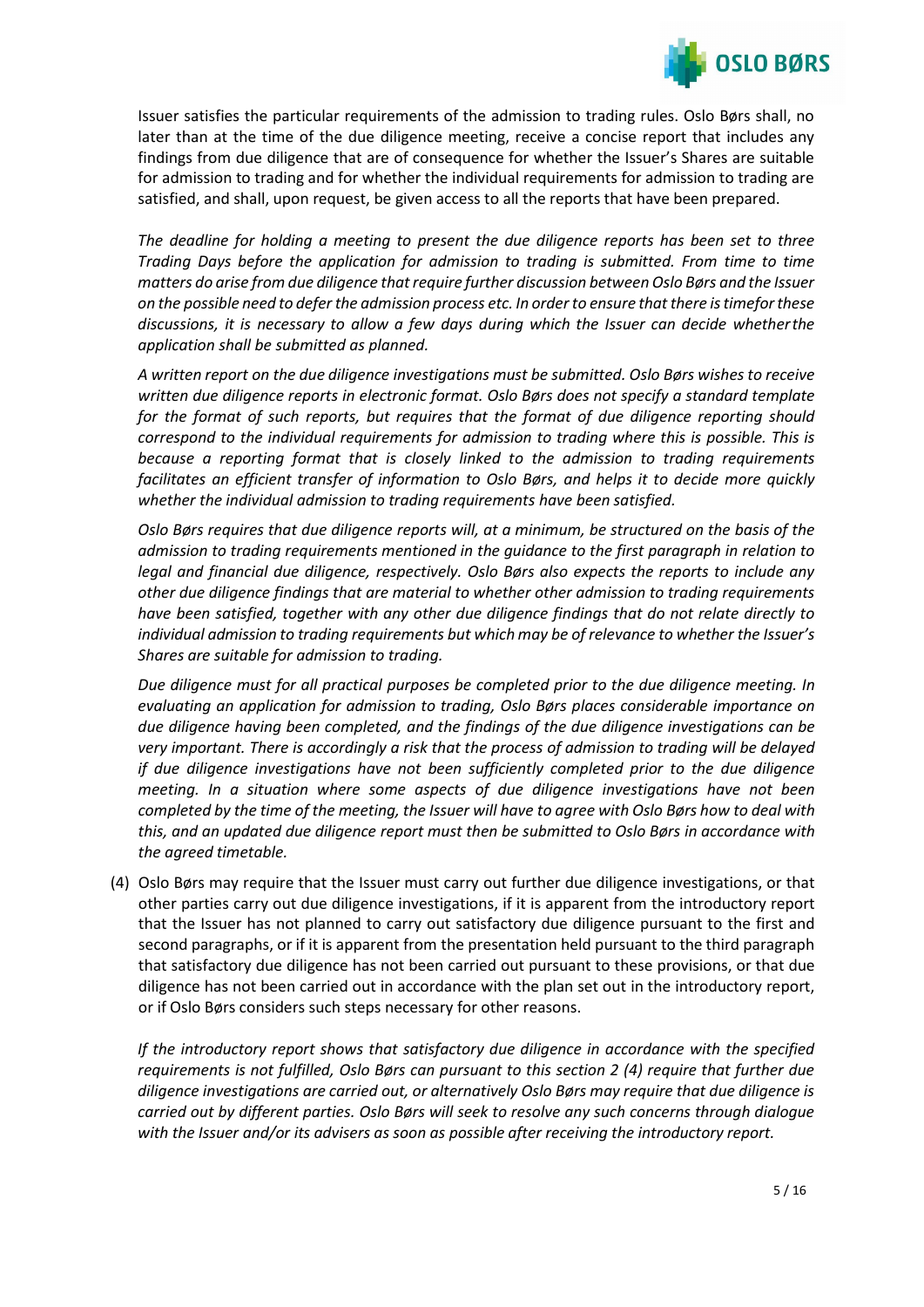Issuer satisfies the particular requirements of the admission to trading rules. Oslo Børs shall, no later than at the time of the due diligence meeting, receive a concise report that includes any findings from due diligence that are of consequence for whether the Issuer's Shares are suitable for admission to trading and for whether the individual requirements for admission to trading are satisfied, and shall, upon request, be given access to all the reports that have been prepared.

*The deadline for holding a meeting to present the due diligence reports has been set to three Trading Days before the application for admission to trading is submitted. From time to time matters do arise from due diligence that require further discussion between Oslo Børs and the Issuer on the possible need to defer the admission process etc. In order to ensure that there is time for these discussions, it is necessary to allow a few days during which the Issuer can decide whether the application shall be submitted as planned.*

*A written report on the due diligence investigations must be submitted. Oslo Børs wishes to receive written due diligence reports in electronic format. Oslo Børs does not specify a standard template for the format of such reports, but requires that the format of due diligence reporting should correspond to the individual requirements for admission to trading where this is possible. This is because a reporting format that is closely linked to the admission to trading requirements facilitates an efficient transfer of information to Oslo Børs, and helps it to decide more quickly whether the individual admission to trading requirements have been satisfied.*

*Oslo Børs requires that due diligence reports will, at a minimum, be structured on the basis of the admission to trading requirements mentioned in the guidance to the first paragraph in relation to legal and financial due diligence, respectively. Oslo Børs also expects the reports to include any other due diligence findings that are material to whether other admission to trading requirements have been satisfied, together with any other due diligence findings that do not relate directly to individual admission to trading requirements but which may be of relevance to whether the Issuer's Shares are suitable for admission to trading.*

*Due diligence must for all practical purposes be completed prior to the due diligence meeting. In evaluating an application for admission to trading, Oslo Børs places considerable importance on due diligence having been completed, and the findings of the due diligence investigations can be very important. There is accordingly a risk that the process of admission to trading will be delayed if due diligence investigations have not been sufficiently completed prior to the due diligence meeting. In a situation where some aspects of due diligence investigations have not been completed by the time of the meeting, the Issuer will have to agree with Oslo Børs how to deal with this, and an updated due diligence report must then be submitted to Oslo Børs in accordance with the agreed timetable.*

(4) Oslo Børs may require that the Issuer must carry out further due diligence investigations, or that other parties carry out due diligence investigations, if it is apparent from the introductory report that the Issuer has not planned to carry out satisfactory due diligence pursuant to the first and second paragraphs, or if it is apparent from the presentation held pursuant to the third paragraph that satisfactory due diligence has not been carried out pursuant to these provisions, or that due diligence has not been carried out in accordance with the plan set out in the introductory report, or if Oslo Børs considers such steps necessary for other reasons.

*If the introductory report shows that satisfactory due diligence in accordance with the specified requirements is not fulfilled, Oslo Børs can pursuant to this section 2 (4) require that further due diligence investigations are carried out, or alternatively Oslo Børs may require that due diligence is carried out by different parties. Oslo Børs will seek to resolve any such concerns through dialogue with the Issuer and/or its advisers as soon as possible after receiving the introductory report.*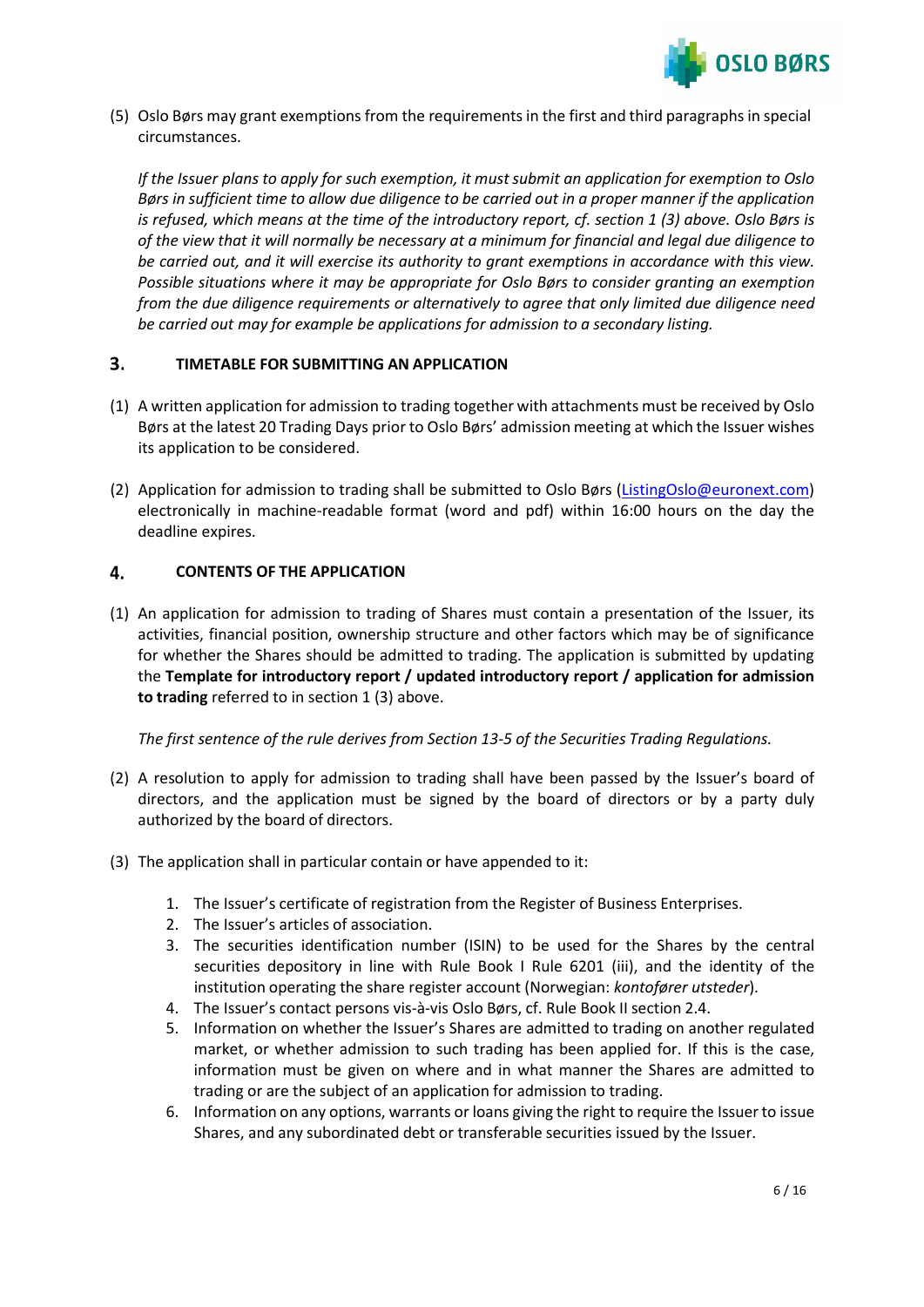(5) Oslo Børs may grant exemptions from the requirements in the first and third paragraphs in special circumstances.

*If the Issuer plans to apply for such exemption, it must submit an application for exemption to Oslo Børs in sufficient time to allow due diligence to be carried out in a proper manner if the application is refused, which means at the time of the introductory report, cf. section 1 (3) above. Oslo Børs is of the view that it will normally be necessary at a minimum for financial and legal due diligence to be carried out, and it will exercise its authority to grant exemptions in accordance with this view. Possible situations where it may be appropriate for Oslo Børs to consider granting an exemption from the due diligence requirements or alternatively to agree that only limited due diligence need be carried out may for example be applications for admission to a secondary listing.*

## 3. TIMETABLE FOR SUBMITTING AN APPLICATION

(1) A written application for admission to trading together with attachments must be received by Oslo Børs at the latest 20 Trading Days prior to Oslo Børs' admission meeting at which the Issuer wishes its application to be considered.

(2) Application for admission to trading shall be submitted to Oslo Børs (ListingOslo@euronext.com) electronically in machine-readable format (word and pdf) within 16:00 hours on the day the deadline expires.

## 4. CONTENTS OF THE APPLICATION

(1) An application for admission to trading of Shares must contain a presentation of the Issuer, its activities, financial position, ownership structure and other factors which may be of significance for whether the Shares should be admitted to trading. The application is submitted by updating the **Template for introductory report / updated introductory report / application for admission to trading** referred to in section 1 (3) above.

*The first sentence of the rule derives from Section 13-5 of the Securities Trading Regulations.*

(2) A resolution to apply for admission to trading shall have been passed by the Issuer's board of directors, and the application must be signed by the board of directors or by a party duly authorized by the board of directors.

(3) The application shall in particular contain or have appended to it:

1. The Issuer's certificate of registration from the Register of Business Enterprises.
2. The Issuer's articles of association.
3. The securities identification number (ISIN) to be used for the Shares by the central securities depository in line with Rule Book I Rule 6201 (iii), and the identity of the institution operating the share register account (Norwegian: *kontofører utsteder*).
4. The Issuer's contact persons vis-à-vis Oslo Børs, cf. Rule Book II section 2.4.
5. Information on whether the Issuer's Shares are admitted to trading on another regulated market, or whether admission to such trading has been applied for. If this is the case, information must be given on where and in what manner the Shares are admitted to trading or are the subject of an application for admission to trading.
6. Information on any options, warrants or loans giving the right to require the Issuer to issue Shares, and any subordinated debt or transferable securities issued by the Issuer.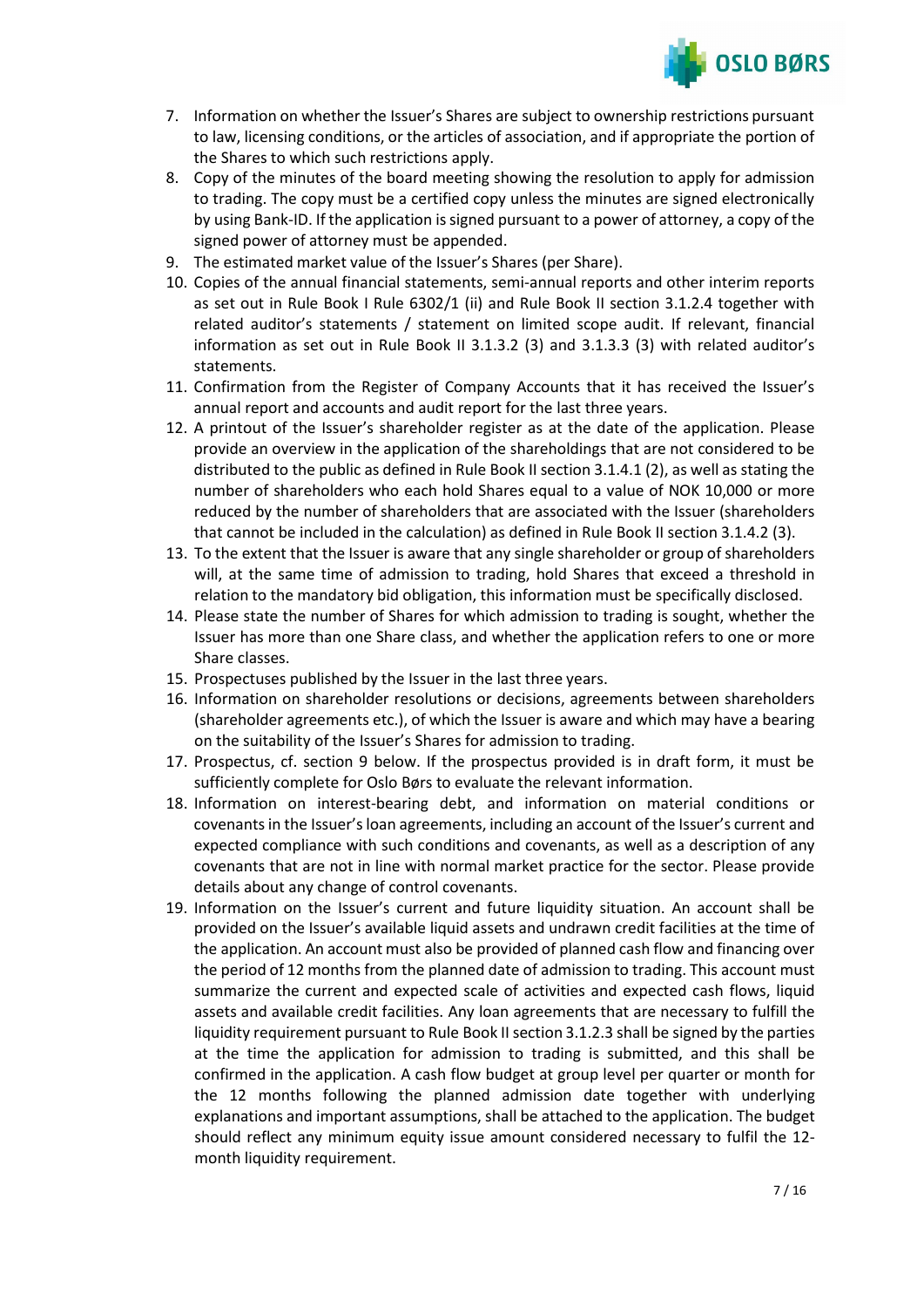7. Information on whether the Issuer's Shares are subject to ownership restrictions pursuant to law, licensing conditions, or the articles of association, and if appropriate the portion of the Shares to which such restrictions apply.
8. Copy of the minutes of the board meeting showing the resolution to apply for admission to trading. The copy must be a certified copy unless the minutes are signed electronically by using Bank-ID. If the application is signed pursuant to a power of attorney, a copy of the signed power of attorney must be appended.
9. The estimated market value of the Issuer's Shares (per Share).
10. Copies of the annual financial statements, semi-annual reports and other interim reports as set out in Rule Book I Rule 6302/1 (ii) and Rule Book II section 3.1.2.4 together with related auditor's statements / statement on limited scope audit. If relevant, financial information as set out in Rule Book II 3.1.3.2 (3) and 3.1.3.3 (3) with related auditor's statements.
11. Confirmation from the Register of Company Accounts that it has received the Issuer's annual report and accounts and audit report for the last three years.
12. A printout of the Issuer's shareholder register as at the date of the application. Please provide an overview in the application of the shareholdings that are not considered to be distributed to the public as defined in Rule Book II section 3.1.4.1 (2), as well as stating the number of shareholders who each hold Shares equal to a value of NOK 10,000 or more reduced by the number of shareholders that are associated with the Issuer (shareholders that cannot be included in the calculation) as defined in Rule Book II section 3.1.4.2 (3).
13. To the extent that the Issuer is aware that any single shareholder or group of shareholders will, at the same time of admission to trading, hold Shares that exceed a threshold in relation to the mandatory bid obligation, this information must be specifically disclosed.
14. Please state the number of Shares for which admission to trading is sought, whether the Issuer has more than one Share class, and whether the application refers to one or more Share classes.
15. Prospectuses published by the Issuer in the last three years.
16. Information on shareholder resolutions or decisions, agreements between shareholders (shareholder agreements etc.), of which the Issuer is aware and which may have a bearing on the suitability of the Issuer's Shares for admission to trading.
17. Prospectus, cf. section 9 below. If the prospectus provided is in draft form, it must be sufficiently complete for Oslo Børs to evaluate the relevant information.
18. Information on interest-bearing debt, and information on material conditions or covenants in the Issuer's loan agreements, including an account of the Issuer's current and expected compliance with such conditions and covenants, as well as a description of any covenants that are not in line with normal market practice for the sector. Please provide details about any change of control covenants.
19. Information on the Issuer's current and future liquidity situation. An account shall be provided on the Issuer's available liquid assets and undrawn credit facilities at the time of the application. An account must also be provided of planned cash flow and financing over the period of 12 months from the planned date of admission to trading. This account must summarize the current and expected scale of activities and expected cash flows, liquid assets and available credit facilities. Any loan agreements that are necessary to fulfill the liquidity requirement pursuant to Rule Book II section 3.1.2.3 shall be signed by the parties at the time the application for admission to trading is submitted, and this shall be confirmed in the application. A cash flow budget at group level per quarter or month for the 12 months following the planned admission date together with underlying explanations and important assumptions, shall be attached to the application. The budget should reflect any minimum equity issue amount considered necessary to fulfil the 12-month liquidity requirement.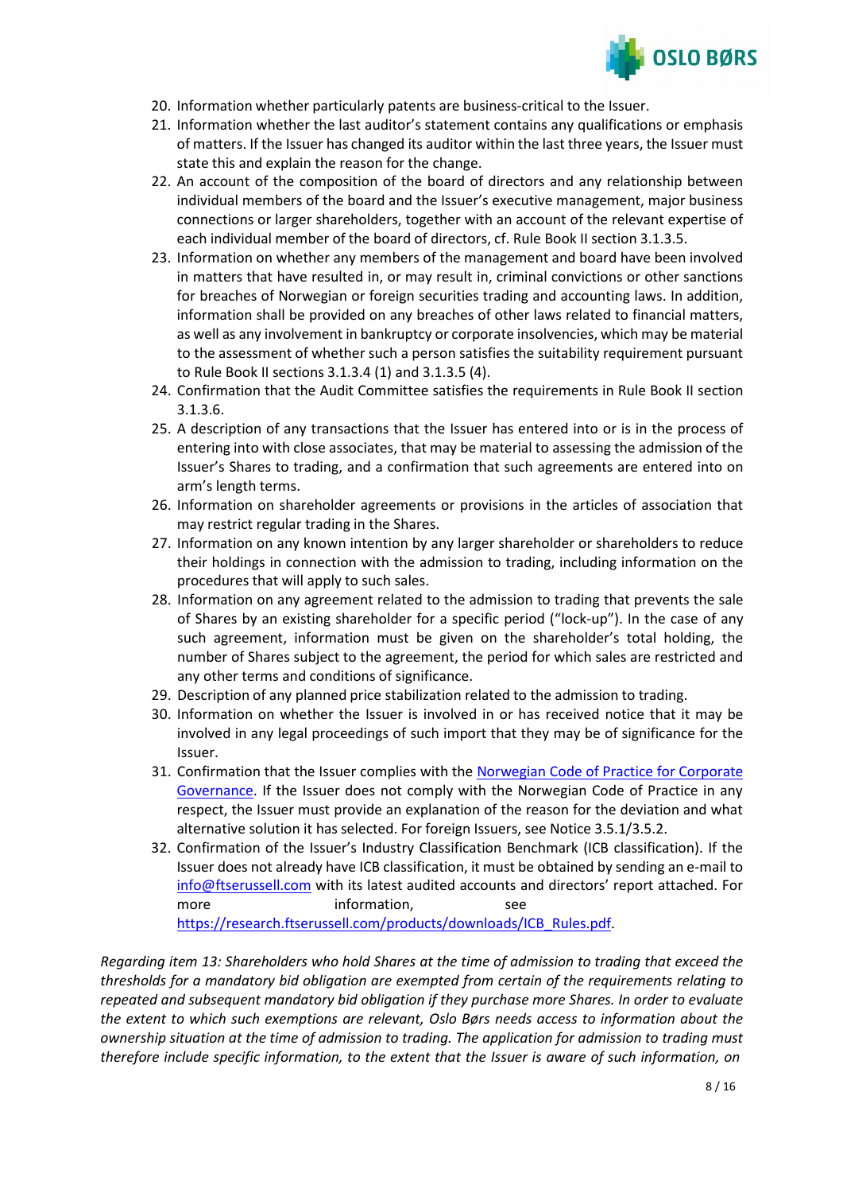20. Information whether particularly patents are business-critical to the Issuer.
21. Information whether the last auditor's statement contains any qualifications or emphasis of matters. If the Issuer has changed its auditor within the last three years, the Issuer must state this and explain the reason for the change.
22. An account of the composition of the board of directors and any relationship between individual members of the board and the Issuer's executive management, major business connections or larger shareholders, together with an account of the relevant expertise of each individual member of the board of directors, cf. Rule Book II section 3.1.3.5.
23. Information on whether any members of the management and board have been involved in matters that have resulted in, or may result in, criminal convictions or other sanctions for breaches of Norwegian or foreign securities trading and accounting laws. In addition, information shall be provided on any breaches of other laws related to financial matters, as well as any involvement in bankruptcy or corporate insolvencies, which may be material to the assessment of whether such a person satisfies the suitability requirement pursuant to Rule Book II sections 3.1.3.4 (1) and 3.1.3.5 (4).
24. Confirmation that the Audit Committee satisfies the requirements in Rule Book II section 3.1.3.6.
25. A description of any transactions that the Issuer has entered into or is in the process of entering into with close associates, that may be material to assessing the admission of the Issuer's Shares to trading, and a confirmation that such agreements are entered into on arm's length terms.
26. Information on shareholder agreements or provisions in the articles of association that may restrict regular trading in the Shares.
27. Information on any known intention by any larger shareholder or shareholders to reduce their holdings in connection with the admission to trading, including information on the procedures that will apply to such sales.
28. Information on any agreement related to the admission to trading that prevents the sale of Shares by an existing shareholder for a specific period ("lock-up"). In the case of any such agreement, information must be given on the shareholder's total holding, the number of Shares subject to the agreement, the period for which sales are restricted and any other terms and conditions of significance.
29. Description of any planned price stabilization related to the admission to trading.
30. Information on whether the Issuer is involved in or has received notice that it may be involved in any legal proceedings of such import that they may be of significance for the Issuer.
31. Confirmation that the Issuer complies with the [Norwegian Code of Practice for Corporate Governance](). If the Issuer does not comply with the Norwegian Code of Practice in any respect, the Issuer must provide an explanation of the reason for the deviation and what alternative solution it has selected. For foreign Issuers, see Notice 3.5.1/3.5.2.
32. Confirmation of the Issuer's Industry Classification Benchmark (ICB classification). If the Issuer does not already have ICB classification, it must be obtained by sending an e-mail to [info@ftserussell.com](mailto:info@ftserussell.com) with its latest audited accounts and directors' report attached. For more information, see [https://research.ftserussell.com/products/downloads/ICB_Rules.pdf](https://research.ftserussell.com/products/downloads/ICB_Rules.pdf).

*Regarding item 13: Shareholders who hold Shares at the time of admission to trading that exceed the thresholds for a mandatory bid obligation are exempted from certain of the requirements relating to repeated and subsequent mandatory bid obligation if they purchase more Shares. In order to evaluate the extent to which such exemptions are relevant, Oslo Børs needs access to information about the ownership situation at the time of admission to trading. The application for admission to trading must therefore include specific information, to the extent that the Issuer is aware of such information, on*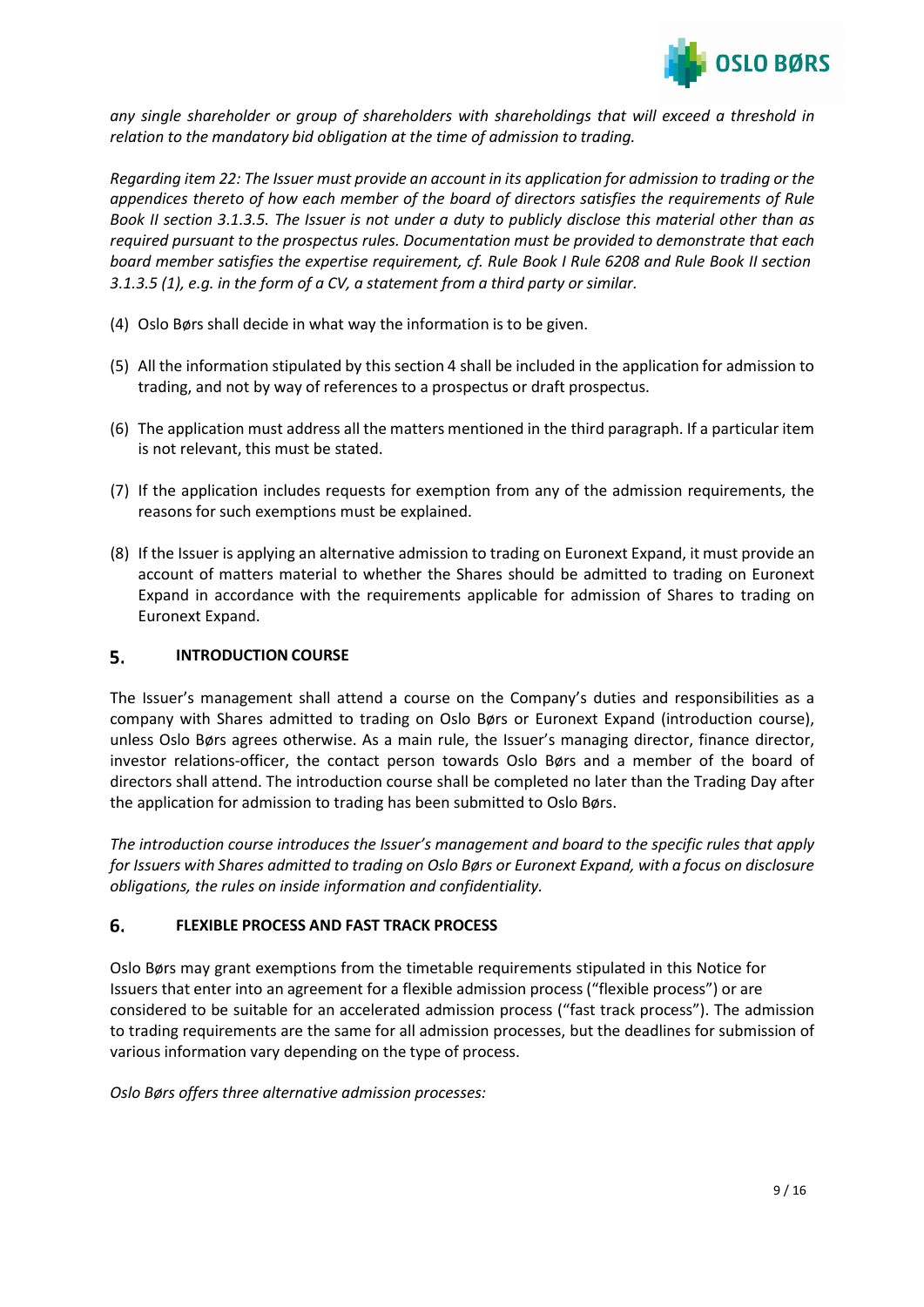*any single shareholder or group of shareholders with shareholdings that will exceed a threshold in relation to the mandatory bid obligation at the time of admission to trading.*

*Regarding item 22: The Issuer must provide an account in its application for admission to trading or the appendices thereto of how each member of the board of directors satisfies the requirements of Rule Book II section 3.1.3.5. The Issuer is not under a duty to publicly disclose this material other than as required pursuant to the prospectus rules. Documentation must be provided to demonstrate that each board member satisfies the expertise requirement, cf. Rule Book I Rule 6208 and Rule Book II section 3.1.3.5 (1), e.g. in the form of a CV, a statement from a third party or similar.*

(4) Oslo Børs shall decide in what way the information is to be given.

(5) All the information stipulated by this section 4 shall be included in the application for admission to trading, and not by way of references to a prospectus or draft prospectus.

(6) The application must address all the matters mentioned in the third paragraph. If a particular item is not relevant, this must be stated.

(7) If the application includes requests for exemption from any of the admission requirements, the reasons for such exemptions must be explained.

(8) If the Issuer is applying an alternative admission to trading on Euronext Expand, it must provide an account of matters material to whether the Shares should be admitted to trading on Euronext Expand in accordance with the requirements applicable for admission of Shares to trading on Euronext Expand.

## 5. INTRODUCTION COURSE

The Issuer's management shall attend a course on the Company's duties and responsibilities as a company with Shares admitted to trading on Oslo Børs or Euronext Expand (introduction course), unless Oslo Børs agrees otherwise. As a main rule, the Issuer's managing director, finance director, investor relations-officer, the contact person towards Oslo Børs and a member of the board of directors shall attend. The introduction course shall be completed no later than the Trading Day after the application for admission to trading has been submitted to Oslo Børs.

*The introduction course introduces the Issuer's management and board to the specific rules that apply for Issuers with Shares admitted to trading on Oslo Børs or Euronext Expand, with a focus on disclosure obligations, the rules on inside information and confidentiality.*

## 6. FLEXIBLE PROCESS AND FAST TRACK PROCESS

Oslo Børs may grant exemptions from the timetable requirements stipulated in this Notice for Issuers that enter into an agreement for a flexible admission process ("flexible process") or are considered to be suitable for an accelerated admission process ("fast track process"). The admission to trading requirements are the same for all admission processes, but the deadlines for submission of various information vary depending on the type of process.

*Oslo Børs offers three alternative admission processes:*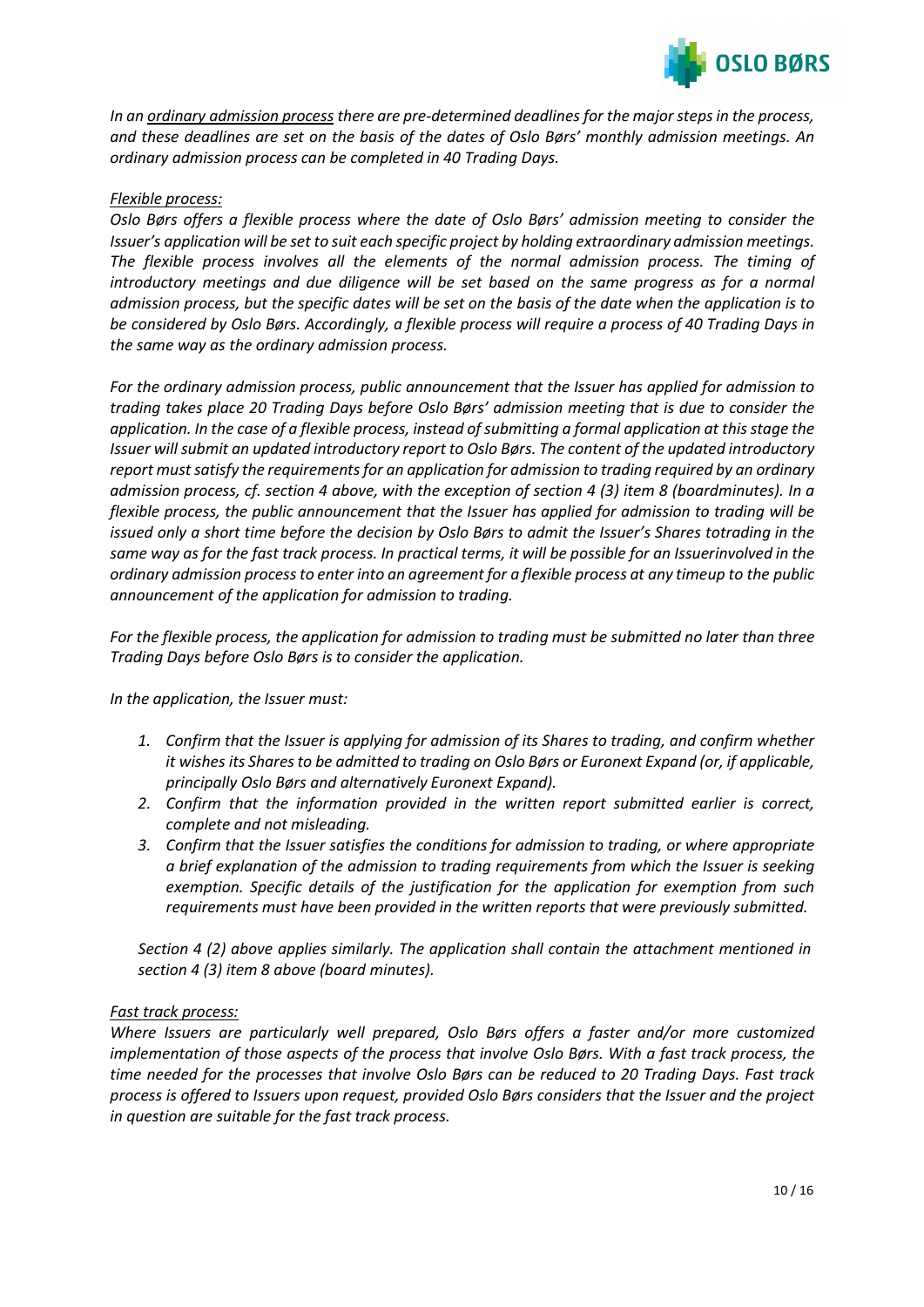*In an <u>ordinary admission process</u> there are pre-determined deadlines for the major steps in the process, and these deadlines are set on the basis of the dates of Oslo Børs' monthly admission meetings. An ordinary admission process can be completed in 40 Trading Days.*

*<u>Flexible process:</u>*

*Oslo Børs offers a flexible process where the date of Oslo Børs' admission meeting to consider the Issuer's application will be set to suit each specific project by holding extraordinary admission meetings. The flexible process involves all the elements of the normal admission process. The timing of introductory meetings and due diligence will be set based on the same progress as for a normal admission process, but the specific dates will be set on the basis of the date when the application is to be considered by Oslo Børs. Accordingly, a flexible process will require a process of 40 Trading Days in the same way as the ordinary admission process.*

*For the ordinary admission process, public announcement that the Issuer has applied for admission to trading takes place 20 Trading Days before Oslo Børs' admission meeting that is due to consider the application. In the case of a flexible process, instead of submitting a formal application at this stage the Issuer will submit an updated introductory report to Oslo Børs. The content of the updated introductory report must satisfy the requirements for an application for admission to trading required by an ordinary admission process, cf. section 4 above, with the exception of section 4 (3) item 8 (boardminutes). In a flexible process, the public announcement that the Issuer has applied for admission to trading will be issued only a short time before the decision by Oslo Børs to admit the Issuer's Shares totrading in the same way as for the fast track process. In practical terms, it will be possible for an Issuerinvolved in the ordinary admission process to enter into an agreement for a flexible process at any timeup to the public announcement of the application for admission to trading.*

*For the flexible process, the application for admission to trading must be submitted no later than three Trading Days before Oslo Børs is to consider the application.*

*In the application, the Issuer must:*

1. *Confirm that the Issuer is applying for admission of its Shares to trading, and confirm whether it wishes its Shares to be admitted to trading on Oslo Børs or Euronext Expand (or, if applicable, principally Oslo Børs and alternatively Euronext Expand).*
2. *Confirm that the information provided in the written report submitted earlier is correct, complete and not misleading.*
3. *Confirm that the Issuer satisfies the conditions for admission to trading, or where appropriate a brief explanation of the admission to trading requirements from which the Issuer is seeking exemption. Specific details of the justification for the application for exemption from such requirements must have been provided in the written reports that were previously submitted.*

*Section 4 (2) above applies similarly. The application shall contain the attachment mentioned in section 4 (3) item 8 above (board minutes).*

*<u>Fast track process:</u>*

*Where Issuers are particularly well prepared, Oslo Børs offers a faster and/or more customized implementation of those aspects of the process that involve Oslo Børs. With a fast track process, the time needed for the processes that involve Oslo Børs can be reduced to 20 Trading Days. Fast track process is offered to Issuers upon request, provided Oslo Børs considers that the Issuer and the project in question are suitable for the fast track process.*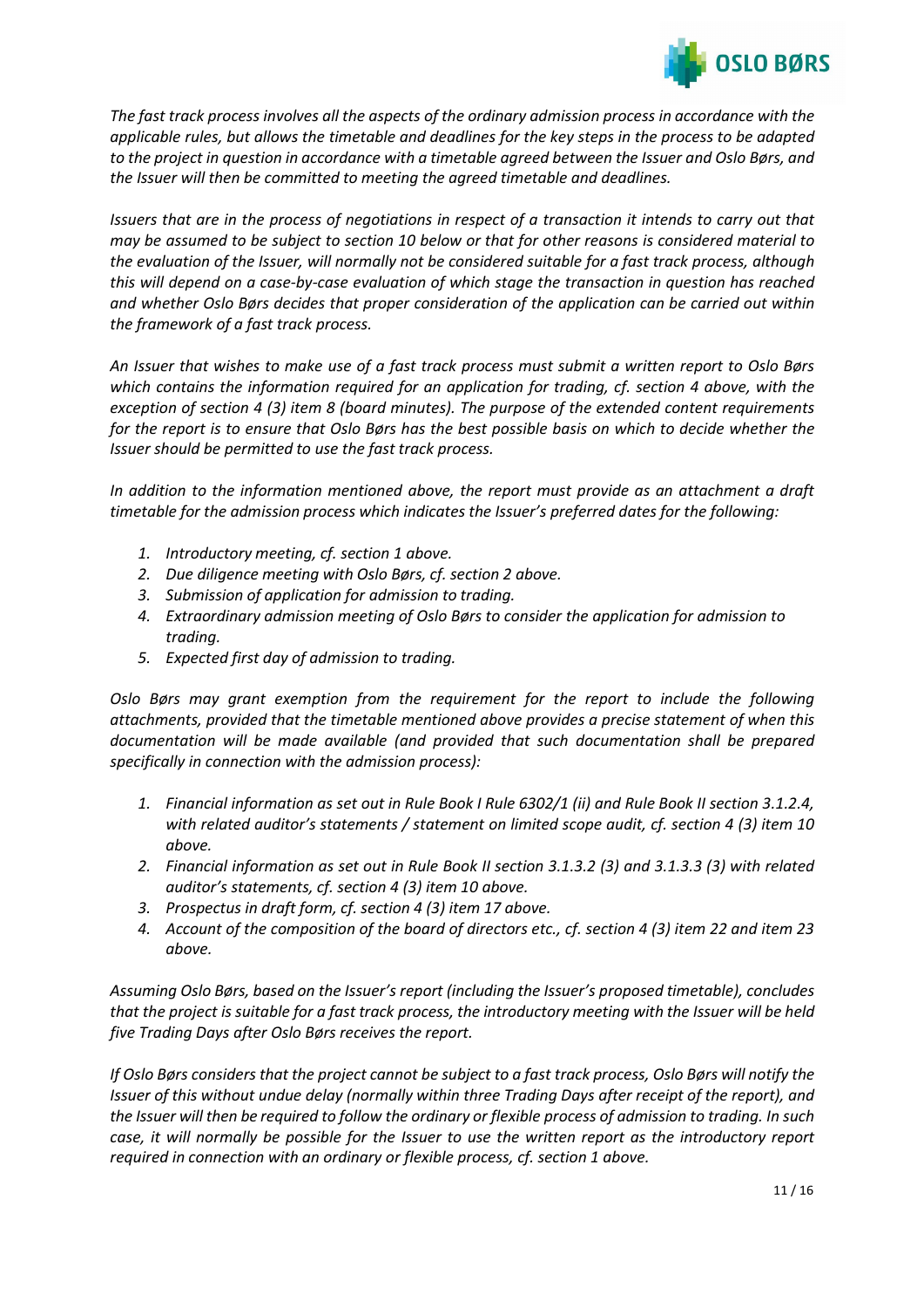*The fast track process involves all the aspects of the ordinary admission process in accordance with the applicable rules, but allows the timetable and deadlines for the key steps in the process to be adapted to the project in question in accordance with a timetable agreed between the Issuer and Oslo Børs, and the Issuer will then be committed to meeting the agreed timetable and deadlines.*

*Issuers that are in the process of negotiations in respect of a transaction it intends to carry out that may be assumed to be subject to section 10 below or that for other reasons is considered material to the evaluation of the Issuer, will normally not be considered suitable for a fast track process, although this will depend on a case-by-case evaluation of which stage the transaction in question has reached and whether Oslo Børs decides that proper consideration of the application can be carried out within the framework of a fast track process.*

*An Issuer that wishes to make use of a fast track process must submit a written report to Oslo Børs which contains the information required for an application for trading, cf. section 4 above, with the exception of section 4 (3) item 8 (board minutes). The purpose of the extended content requirements for the report is to ensure that Oslo Børs has the best possible basis on which to decide whether the Issuer should be permitted to use the fast track process.*

*In addition to the information mentioned above, the report must provide as an attachment a draft timetable for the admission process which indicates the Issuer's preferred dates for the following:*

1. *Introductory meeting, cf. section 1 above.*
2. *Due diligence meeting with Oslo Børs, cf. section 2 above.*
3. *Submission of application for admission to trading.*
4. *Extraordinary admission meeting of Oslo Børs to consider the application for admission to trading.*
5. *Expected first day of admission to trading.*

*Oslo Børs may grant exemption from the requirement for the report to include the following attachments, provided that the timetable mentioned above provides a precise statement of when this documentation will be made available (and provided that such documentation shall be prepared specifically in connection with the admission process):*

1. *Financial information as set out in Rule Book I Rule 6302/1 (ii) and Rule Book II section 3.1.2.4, with related auditor's statements / statement on limited scope audit, cf. section 4 (3) item 10 above.*
2. *Financial information as set out in Rule Book II section 3.1.3.2 (3) and 3.1.3.3 (3) with related auditor's statements, cf. section 4 (3) item 10 above.*
3. *Prospectus in draft form, cf. section 4 (3) item 17 above.*
4. *Account of the composition of the board of directors etc., cf. section 4 (3) item 22 and item 23 above.*

*Assuming Oslo Børs, based on the Issuer's report (including the Issuer's proposed timetable), concludes that the project is suitable for a fast track process, the introductory meeting with the Issuer will be held five Trading Days after Oslo Børs receives the report.*

*If Oslo Børs considers that the project cannot be subject to a fast track process, Oslo Børs will notify the Issuer of this without undue delay (normally within three Trading Days after receipt of the report), and the Issuer will then be required to follow the ordinary or flexible process of admission to trading. In such case, it will normally be possible for the Issuer to use the written report as the introductory report required in connection with an ordinary or flexible process, cf. section 1 above.*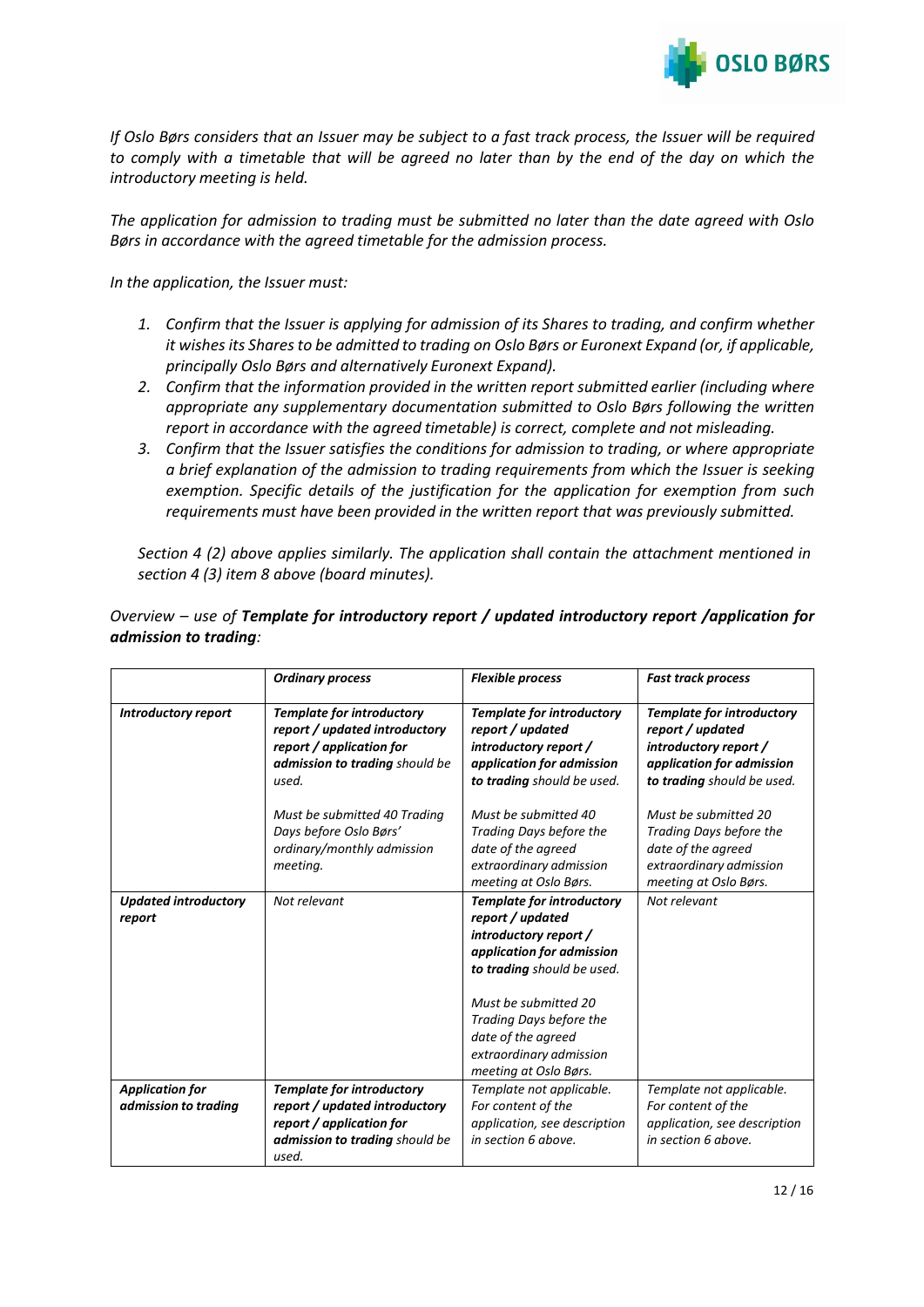*If Oslo Børs considers that an Issuer may be subject to a fast track process, the Issuer will be required to comply with a timetable that will be agreed no later than by the end of the day on which the introductory meeting is held.*

*The application for admission to trading must be submitted no later than the date agreed with Oslo Børs in accordance with the agreed timetable for the admission process.*

*In the application, the Issuer must:*

1. *Confirm that the Issuer is applying for admission of its Shares to trading, and confirm whether it wishes its Shares to be admitted to trading on Oslo Børs or Euronext Expand (or, if applicable, principally Oslo Børs and alternatively Euronext Expand).*
2. *Confirm that the information provided in the written report submitted earlier (including where appropriate any supplementary documentation submitted to Oslo Børs following the written report in accordance with the agreed timetable) is correct, complete and not misleading.*
3. *Confirm that the Issuer satisfies the conditions for admission to trading, or where appropriate a brief explanation of the admission to trading requirements from which the Issuer is seeking exemption. Specific details of the justification for the application for exemption from such requirements must have been provided in the written report that was previously submitted.*

*Section 4 (2) above applies similarly. The application shall contain the attachment mentioned in section 4 (3) item 8 above (board minutes).*

*Overview – use of **Template for introductory report / updated introductory report /application for admission to trading**:*

| | *Ordinary process* | *Flexible process* | *Fast track process* |
|---|---|---|---|
| ***Introductory report*** | ***Template for introductory report / updated introductory report / application for admission to trading*** *should be used.*<br><br>*Must be submitted 40 Trading Days before Oslo Børs' ordinary/monthly admission meeting.* | ***Template for introductory report / updated introductory report / application for admission to trading*** *should be used.*<br><br>*Must be submitted 40 Trading Days before the date of the agreed extraordinary admission meeting at Oslo Børs.* | ***Template for introductory report / updated introductory report / application for admission to trading*** *should be used.*<br><br>*Must be submitted 20 Trading Days before the date of the agreed extraordinary admission meeting at Oslo Børs.* |
| ***Updated introductory report*** | *Not relevant* | ***Template for introductory report / updated introductory report / application for admission to trading*** *should be used.*<br><br>*Must be submitted 20 Trading Days before the date of the agreed extraordinary admission meeting at Oslo Børs.* | *Not relevant* |
| ***Application for admission to trading*** | ***Template for introductory report / updated introductory report / application for admission to trading*** *should be used.* | *Template not applicable. For content of the application, see description in section 6 above.* | *Template not applicable. For content of the application, see description in section 6 above.* |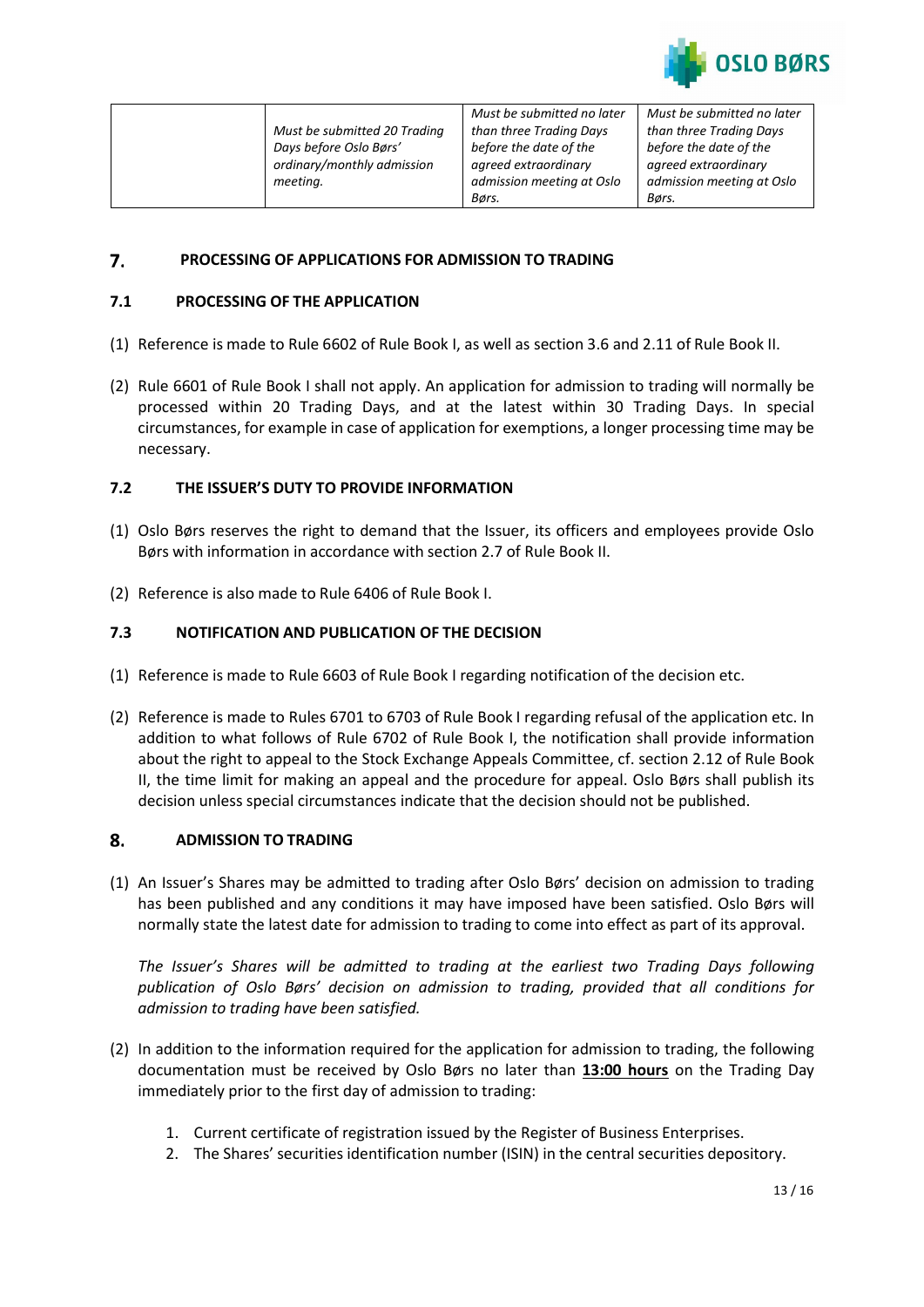| | | | |
|---|---|---|---|
| | *Must be submitted 20 Trading Days before Oslo Børs' ordinary/monthly admission meeting.* | *Must be submitted no later than three Trading Days before the date of the agreed extraordinary admission meeting at Oslo Børs.* | *Must be submitted no later than three Trading Days before the date of the agreed extraordinary admission meeting at Oslo Børs.* |

## 7. PROCESSING OF APPLICATIONS FOR ADMISSION TO TRADING

### 7.1 PROCESSING OF THE APPLICATION

(1) Reference is made to Rule 6602 of Rule Book I, as well as section 3.6 and 2.11 of Rule Book II.

(2) Rule 6601 of Rule Book I shall not apply. An application for admission to trading will normally be processed within 20 Trading Days, and at the latest within 30 Trading Days. In special circumstances, for example in case of application for exemptions, a longer processing time may be necessary.

### 7.2 THE ISSUER'S DUTY TO PROVIDE INFORMATION

(1) Oslo Børs reserves the right to demand that the Issuer, its officers and employees provide Oslo Børs with information in accordance with section 2.7 of Rule Book II.

(2) Reference is also made to Rule 6406 of Rule Book I.

### 7.3 NOTIFICATION AND PUBLICATION OF THE DECISION

(1) Reference is made to Rule 6603 of Rule Book I regarding notification of the decision etc.

(2) Reference is made to Rules 6701 to 6703 of Rule Book I regarding refusal of the application etc. In addition to what follows of Rule 6702 of Rule Book I, the notification shall provide information about the right to appeal to the Stock Exchange Appeals Committee, cf. section 2.12 of Rule Book II, the time limit for making an appeal and the procedure for appeal. Oslo Børs shall publish its decision unless special circumstances indicate that the decision should not be published.

## 8. ADMISSION TO TRADING

(1) An Issuer's Shares may be admitted to trading after Oslo Børs' decision on admission to trading has been published and any conditions it may have imposed have been satisfied. Oslo Børs will normally state the latest date for admission to trading to come into effect as part of its approval.

*The Issuer's Shares will be admitted to trading at the earliest two Trading Days following publication of Oslo Børs' decision on admission to trading, provided that all conditions for admission to trading have been satisfied.*

(2) In addition to the information required for the application for admission to trading, the following documentation must be received by Oslo Børs no later than **13:00 hours** on the Trading Day immediately prior to the first day of admission to trading:

1. Current certificate of registration issued by the Register of Business Enterprises.
2. The Shares' securities identification number (ISIN) in the central securities depository.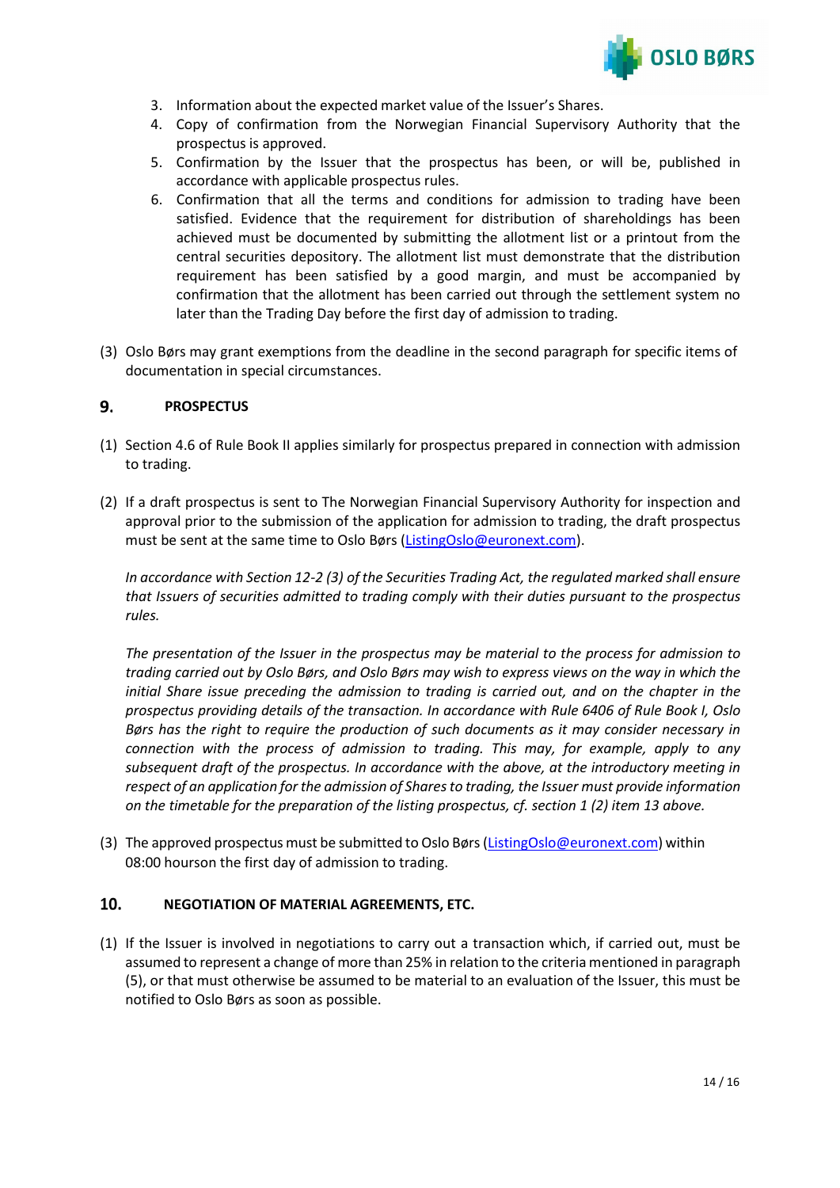3. Information about the expected market value of the Issuer's Shares.
4. Copy of confirmation from the Norwegian Financial Supervisory Authority that the prospectus is approved.
5. Confirmation by the Issuer that the prospectus has been, or will be, published in accordance with applicable prospectus rules.
6. Confirmation that all the terms and conditions for admission to trading have been satisfied. Evidence that the requirement for distribution of shareholdings has been achieved must be documented by submitting the allotment list or a printout from the central securities depository. The allotment list must demonstrate that the distribution requirement has been satisfied by a good margin, and must be accompanied by confirmation that the allotment has been carried out through the settlement system no later than the Trading Day before the first day of admission to trading.

(3) Oslo Børs may grant exemptions from the deadline in the second paragraph for specific items of documentation in special circumstances.

## 9. PROSPECTUS

(1) Section 4.6 of Rule Book II applies similarly for prospectus prepared in connection with admission to trading.

(2) If a draft prospectus is sent to The Norwegian Financial Supervisory Authority for inspection and approval prior to the submission of the application for admission to trading, the draft prospectus must be sent at the same time to Oslo Børs (ListingOslo@euronext.com).

*In accordance with Section 12-2 (3) of the Securities Trading Act, the regulated marked shall ensure that Issuers of securities admitted to trading comply with their duties pursuant to the prospectus rules.*

*The presentation of the Issuer in the prospectus may be material to the process for admission to trading carried out by Oslo Børs, and Oslo Børs may wish to express views on the way in which the initial Share issue preceding the admission to trading is carried out, and on the chapter in the prospectus providing details of the transaction. In accordance with Rule 6406 of Rule Book I, Oslo Børs has the right to require the production of such documents as it may consider necessary in connection with the process of admission to trading. This may, for example, apply to any subsequent draft of the prospectus. In accordance with the above, at the introductory meeting in respect of an application for the admission of Shares to trading, the Issuer must provide information on the timetable for the preparation of the listing prospectus, cf. section 1 (2) item 13 above.*

(3) The approved prospectus must be submitted to Oslo Børs (ListingOslo@euronext.com) within 08:00 hourson the first day of admission to trading.

## 10. NEGOTIATION OF MATERIAL AGREEMENTS, ETC.

(1) If the Issuer is involved in negotiations to carry out a transaction which, if carried out, must be assumed to represent a change of more than 25% in relation to the criteria mentioned in paragraph (5), or that must otherwise be assumed to be material to an evaluation of the Issuer, this must be notified to Oslo Børs as soon as possible.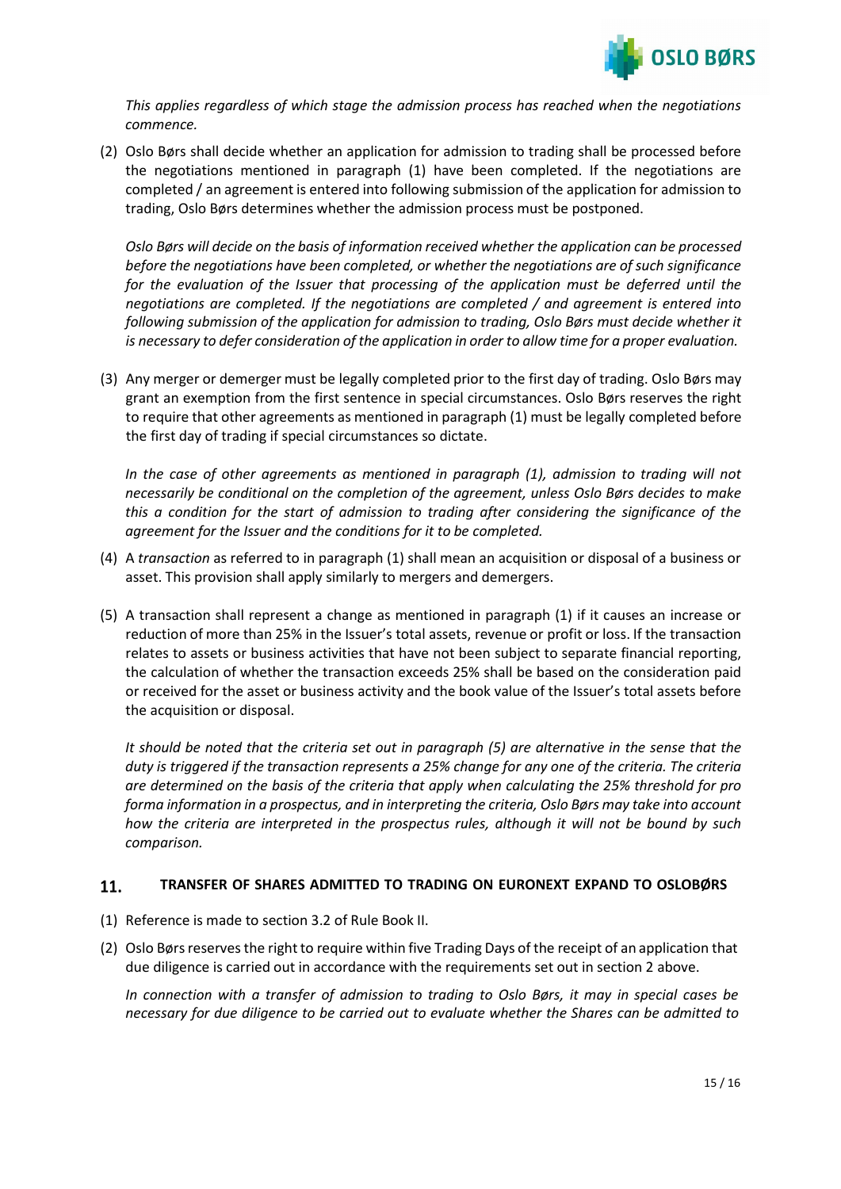*This applies regardless of which stage the admission process has reached when the negotiations commence.*

(2) Oslo Børs shall decide whether an application for admission to trading shall be processed before the negotiations mentioned in paragraph (1) have been completed. If the negotiations are completed / an agreement is entered into following submission of the application for admission to trading, Oslo Børs determines whether the admission process must be postponed.

*Oslo Børs will decide on the basis of information received whether the application can be processed before the negotiations have been completed, or whether the negotiations are of such significance for the evaluation of the Issuer that processing of the application must be deferred until the negotiations are completed. If the negotiations are completed / and agreement is entered into following submission of the application for admission to trading, Oslo Børs must decide whether it is necessary to defer consideration of the application in order to allow time for a proper evaluation.*

(3) Any merger or demerger must be legally completed prior to the first day of trading. Oslo Børs may grant an exemption from the first sentence in special circumstances. Oslo Børs reserves the right to require that other agreements as mentioned in paragraph (1) must be legally completed before the first day of trading if special circumstances so dictate.

*In the case of other agreements as mentioned in paragraph (1), admission to trading will not necessarily be conditional on the completion of the agreement, unless Oslo Børs decides to make this a condition for the start of admission to trading after considering the significance of the agreement for the Issuer and the conditions for it to be completed.*

(4) A *transaction* as referred to in paragraph (1) shall mean an acquisition or disposal of a business or asset. This provision shall apply similarly to mergers and demergers.

(5) A transaction shall represent a change as mentioned in paragraph (1) if it causes an increase or reduction of more than 25% in the Issuer's total assets, revenue or profit or loss. If the transaction relates to assets or business activities that have not been subject to separate financial reporting, the calculation of whether the transaction exceeds 25% shall be based on the consideration paid or received for the asset or business activity and the book value of the Issuer's total assets before the acquisition or disposal.

*It should be noted that the criteria set out in paragraph (5) are alternative in the sense that the duty is triggered if the transaction represents a 25% change for any one of the criteria. The criteria are determined on the basis of the criteria that apply when calculating the 25% threshold for pro forma information in a prospectus, and in interpreting the criteria, Oslo Børs may take into account how the criteria are interpreted in the prospectus rules, although it will not be bound by such comparison.*

## 11. TRANSFER OF SHARES ADMITTED TO TRADING ON EURONEXT EXPAND TO OSLOBØRS

(1) Reference is made to section 3.2 of Rule Book II.

(2) Oslo Børs reserves the right to require within five Trading Days of the receipt of an application that due diligence is carried out in accordance with the requirements set out in section 2 above.

*In connection with a transfer of admission to trading to Oslo Børs, it may in special cases be necessary for due diligence to be carried out to evaluate whether the Shares can be admitted to*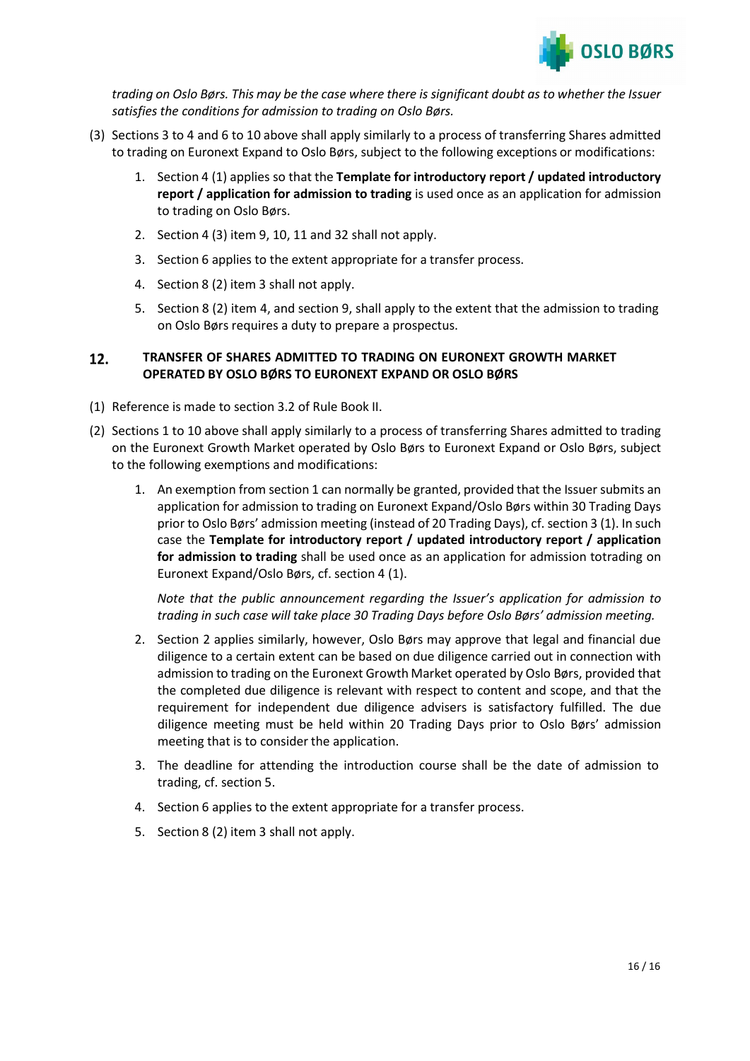*trading on Oslo Børs. This may be the case where there is significant doubt as to whether the Issuer satisfies the conditions for admission to trading on Oslo Børs.*

(3) Sections 3 to 4 and 6 to 10 above shall apply similarly to a process of transferring Shares admitted to trading on Euronext Expand to Oslo Børs, subject to the following exceptions or modifications:

1. Section 4 (1) applies so that the **Template for introductory report / updated introductory report / application for admission to trading** is used once as an application for admission to trading on Oslo Børs.
2. Section 4 (3) item 9, 10, 11 and 32 shall not apply.
3. Section 6 applies to the extent appropriate for a transfer process.
4. Section 8 (2) item 3 shall not apply.
5. Section 8 (2) item 4, and section 9, shall apply to the extent that the admission to trading on Oslo Børs requires a duty to prepare a prospectus.

## 12. TRANSFER OF SHARES ADMITTED TO TRADING ON EURONEXT GROWTH MARKET OPERATED BY OSLO BØRS TO EURONEXT EXPAND OR OSLO BØRS

(1) Reference is made to section 3.2 of Rule Book II.

(2) Sections 1 to 10 above shall apply similarly to a process of transferring Shares admitted to trading on the Euronext Growth Market operated by Oslo Børs to Euronext Expand or Oslo Børs, subject to the following exemptions and modifications:

1. An exemption from section 1 can normally be granted, provided that the Issuer submits an application for admission to trading on Euronext Expand/Oslo Børs within 30 Trading Days prior to Oslo Børs' admission meeting (instead of 20 Trading Days), cf. section 3 (1). In such case the **Template for introductory report / updated introductory report / application for admission to trading** shall be used once as an application for admission totrading on Euronext Expand/Oslo Børs, cf. section 4 (1).

   *Note that the public announcement regarding the Issuer's application for admission to trading in such case will take place 30 Trading Days before Oslo Børs' admission meeting.*

2. Section 2 applies similarly, however, Oslo Børs may approve that legal and financial due diligence to a certain extent can be based on due diligence carried out in connection with admission to trading on the Euronext Growth Market operated by Oslo Børs, provided that the completed due diligence is relevant with respect to content and scope, and that the requirement for independent due diligence advisers is satisfactory fulfilled. The due diligence meeting must be held within 20 Trading Days prior to Oslo Børs' admission meeting that is to consider the application.
3. The deadline for attending the introduction course shall be the date of admission to trading, cf. section 5.
4. Section 6 applies to the extent appropriate for a transfer process.
5. Section 8 (2) item 3 shall not apply.